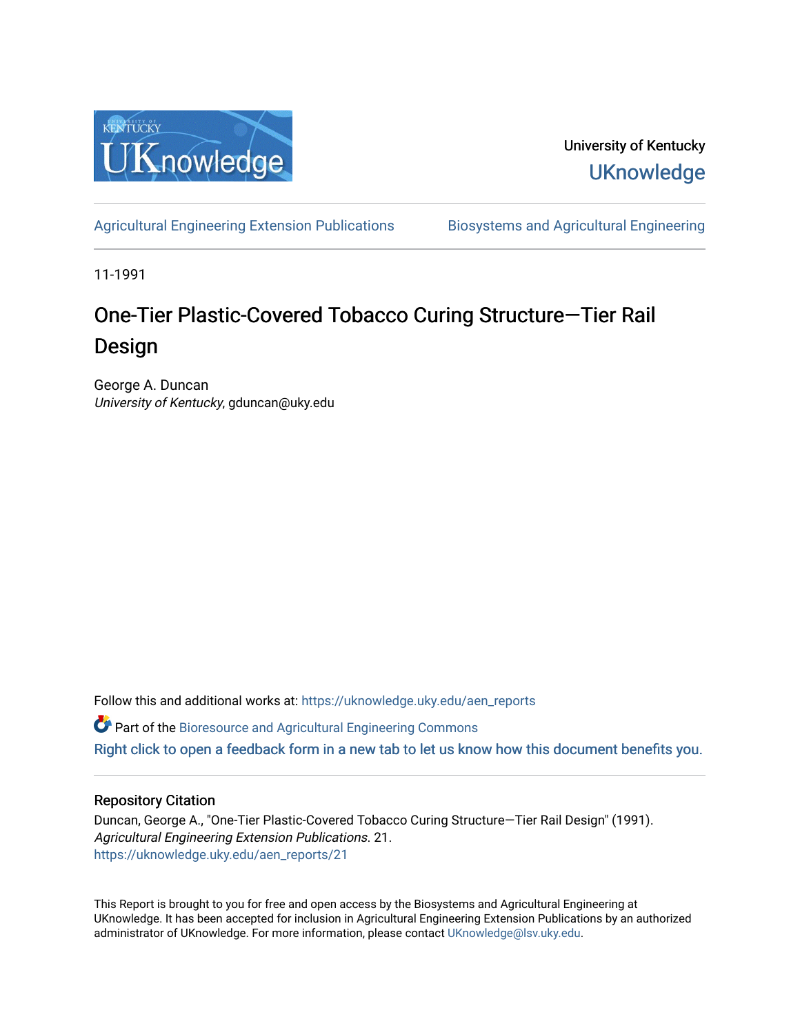University of Kentucky

UKnowledge

Agricultural Engineering Extension Publications | Biosystems and Agricultural Engineering

11-1991

# One-Tier Plastic-Covered Tobacco Curing Structure—Tier Rail Design

George A. Duncan
*University of Kentucky*, gduncan@uky.edu

Follow this and additional works at: https://uknowledge.uky.edu/aen_reports

Part of the Bioresource and Agricultural Engineering Commons

Right click to open a feedback form in a new tab to let us know how this document benefits you.

## Repository Citation

Duncan, George A., "One-Tier Plastic-Covered Tobacco Curing Structure—Tier Rail Design" (1991). *Agricultural Engineering Extension Publications*. 21.
https://uknowledge.uky.edu/aen_reports/21

This Report is brought to you for free and open access by the Biosystems and Agricultural Engineering at UKnowledge. It has been accepted for inclusion in Agricultural Engineering Extension Publications by an authorized administrator of UKnowledge. For more information, please contact UKnowledge@lsv.uky.edu.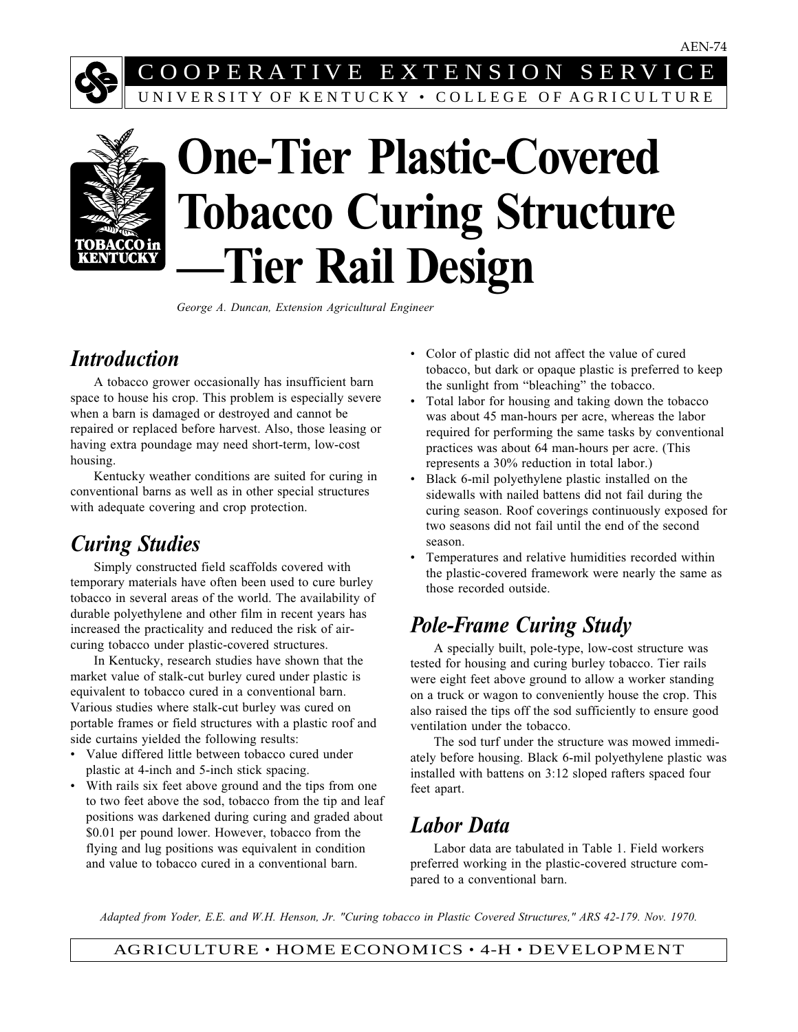AEN-74

COOPERATIVE EXTENSION SERVICE

UNIVERSITY OF KENTUCKY • COLLEGE OF AGRICULTURE

# One-Tier Plastic-Covered Tobacco Curing Structure —Tier Rail Design

*George A. Duncan, Extension Agricultural Engineer*

## Introduction

A tobacco grower occasionally has insufficient barn space to house his crop. This problem is especially severe when a barn is damaged or destroyed and cannot be repaired or replaced before harvest. Also, those leasing or having extra poundage may need short-term, low-cost housing.

Kentucky weather conditions are suited for curing in conventional barns as well as in other special structures with adequate covering and crop protection.

## Curing Studies

Simply constructed field scaffolds covered with temporary materials have often been used to cure burley tobacco in several areas of the world. The availability of durable polyethylene and other film in recent years has increased the practicality and reduced the risk of air-curing tobacco under plastic-covered structures.

In Kentucky, research studies have shown that the market value of stalk-cut burley cured under plastic is equivalent to tobacco cured in a conventional barn. Various studies where stalk-cut burley was cured on portable frames or field structures with a plastic roof and side curtains yielded the following results:

- Value differed little between tobacco cured under plastic at 4-inch and 5-inch stick spacing.
- With rails six feet above ground and the tips from one to two feet above the sod, tobacco from the tip and leaf positions was darkened during curing and graded about \$0.01 per pound lower. However, tobacco from the flying and lug positions was equivalent in condition and value to tobacco cured in a conventional barn.
- Color of plastic did not affect the value of cured tobacco, but dark or opaque plastic is preferred to keep the sunlight from “bleaching” the tobacco.
- Total labor for housing and taking down the tobacco was about 45 man-hours per acre, whereas the labor required for performing the same tasks by conventional practices was about 64 man-hours per acre. (This represents a 30% reduction in total labor.)
- Black 6-mil polyethylene plastic installed on the sidewalls with nailed battens did not fail during the curing season. Roof coverings continuously exposed for two seasons did not fail until the end of the second season.
- Temperatures and relative humidities recorded within the plastic-covered framework were nearly the same as those recorded outside.

## Pole-Frame Curing Study

A specially built, pole-type, low-cost structure was tested for housing and curing burley tobacco. Tier rails were eight feet above ground to allow a worker standing on a truck or wagon to conveniently house the crop. This also raised the tips off the sod sufficiently to ensure good ventilation under the tobacco.

The sod turf under the structure was mowed immediately before housing. Black 6-mil polyethylene plastic was installed with battens on 3:12 sloped rafters spaced four feet apart.

## Labor Data

Labor data are tabulated in Table 1. Field workers preferred working in the plastic-covered structure compared to a conventional barn.

*Adapted from Yoder, E.E. and W.H. Henson, Jr. "Curing tobacco in Plastic Covered Structures," ARS 42-179. Nov. 1970.*

AGRICULTURE • HOME ECONOMICS • 4-H • DEVELOPMENT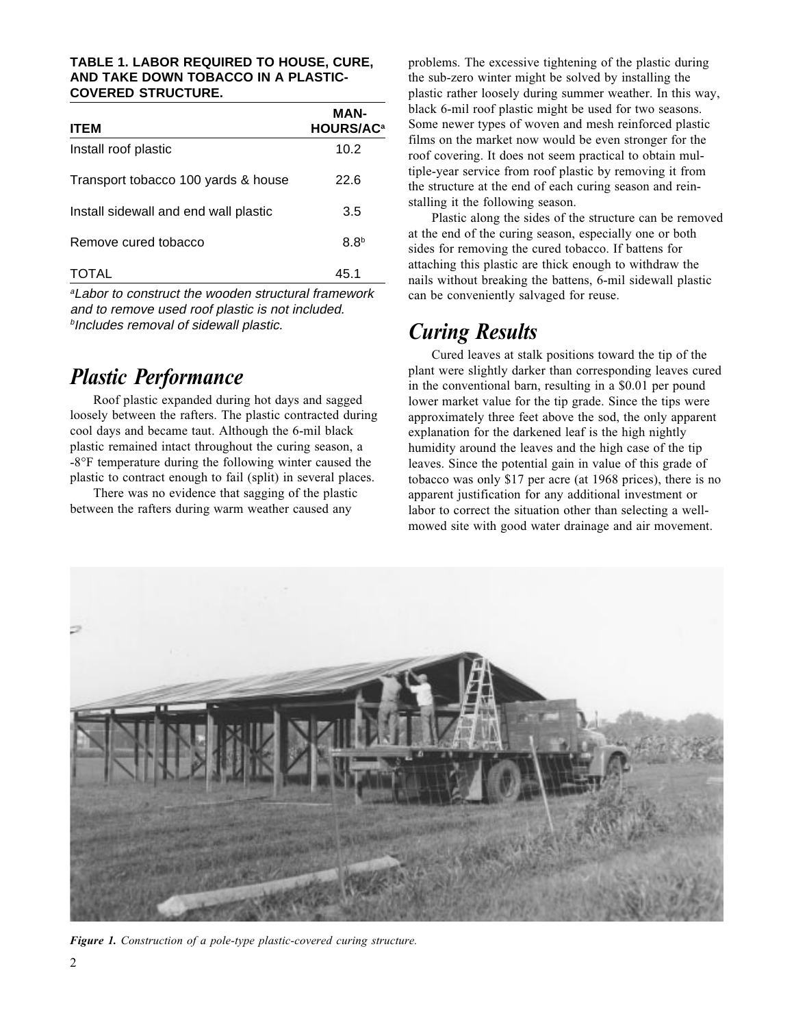**TABLE 1. LABOR REQUIRED TO HOUSE, CURE, AND TAKE DOWN TOBACCO IN A PLASTIC-COVERED STRUCTURE.**

| ITEM | MAN-HOURS/AC[a] |
|---|---|
| Install roof plastic | 10.2 |
| Transport tobacco 100 yards & house | 22.6 |
| Install sidewall and end wall plastic | 3.5 |
| Remove cured tobacco | 8.8[b] |
| TOTAL | 45.1 |

[a]*Labor to construct the wooden structural framework and to remove used roof plastic is not included.*
[b]*Includes removal of sidewall plastic.*

## Plastic Performance

Roof plastic expanded during hot days and sagged loosely between the rafters. The plastic contracted during cool days and became taut. Although the 6-mil black plastic remained intact throughout the curing season, a -8°F temperature during the following winter caused the plastic to contract enough to fail (split) in several places.

There was no evidence that sagging of the plastic between the rafters during warm weather caused any problems. The excessive tightening of the plastic during the sub-zero winter might be solved by installing the plastic rather loosely during summer weather. In this way, black 6-mil roof plastic might be used for two seasons. Some newer types of woven and mesh reinforced plastic films on the market now would be even stronger for the roof covering. It does not seem practical to obtain multiple-year service from roof plastic by removing it from the structure at the end of each curing season and reinstalling it the following season.

Plastic along the sides of the structure can be removed at the end of the curing season, especially one or both sides for removing the cured tobacco. If battens for attaching this plastic are thick enough to withdraw the nails without breaking the battens, 6-mil sidewall plastic can be conveniently salvaged for reuse.

## Curing Results

Cured leaves at stalk positions toward the tip of the plant were slightly darker than corresponding leaves cured in the conventional barn, resulting in a $0.01 per pound lower market value for the tip grade. Since the tips were approximately three feet above the sod, the only apparent explanation for the darkened leaf is the high nightly humidity around the leaves and the high case of the tip leaves. Since the potential gain in value of this grade of tobacco was only $17 per acre (at 1968 prices), there is no apparent justification for any additional investment or labor to correct the situation other than selecting a well-mowed site with good water drainage and air movement.

***Figure 1.*** *Construction of a pole-type plastic-covered curing structure.*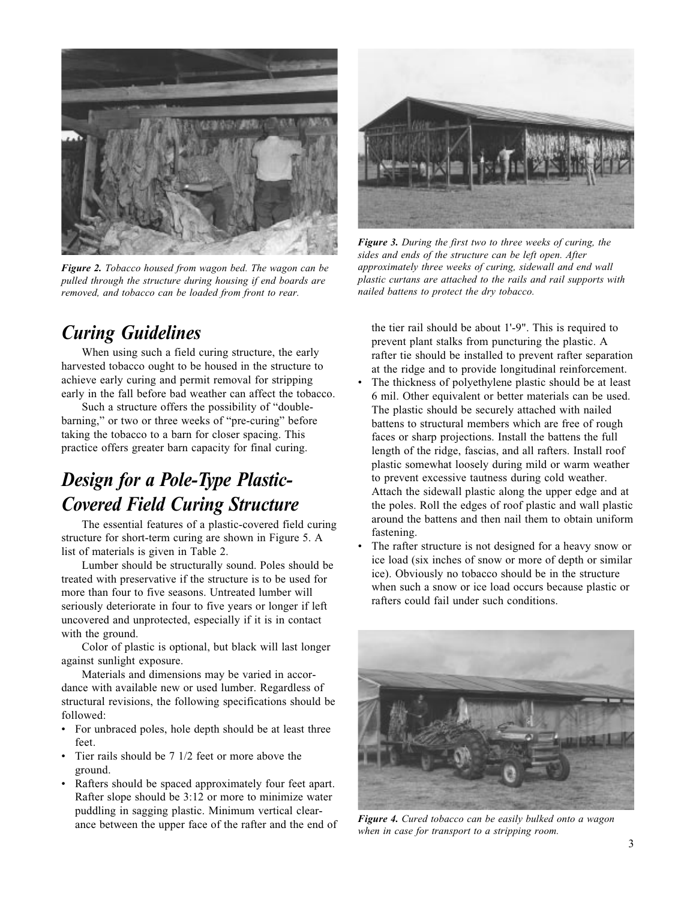*Figure 2. Tobacco housed from wagon bed. The wagon can be pulled through the structure during housing if end boards are removed, and tobacco can be loaded from front to rear.*

*Figure 3. During the first two to three weeks of curing, the sides and ends of the structure can be left open. After approximately three weeks of curing, sidewall and end wall plastic curtans are attached to the rails and rail supports with nailed battens to protect the dry tobacco.*

## Curing Guidelines

When using such a field curing structure, the early harvested tobacco ought to be housed in the structure to achieve early curing and permit removal for stripping early in the fall before bad weather can affect the tobacco.

Such a structure offers the possibility of "double-barning," or two or three weeks of "pre-curing" before taking the tobacco to a barn for closer spacing. This practice offers greater barn capacity for final curing.

## Design for a Pole-Type Plastic-Covered Field Curing Structure

The essential features of a plastic-covered field curing structure for short-term curing are shown in Figure 5. A list of materials is given in Table 2.

Lumber should be structurally sound. Poles should be treated with preservative if the structure is to be used for more than four to five seasons. Untreated lumber will seriously deteriorate in four to five years or longer if left uncovered and unprotected, especially if it is in contact with the ground.

Color of plastic is optional, but black will last longer against sunlight exposure.

Materials and dimensions may be varied in accordance with available new or used lumber. Regardless of structural revisions, the following specifications should be followed:

- For unbraced poles, hole depth should be at least three feet.
- Tier rails should be 7 1/2 feet or more above the ground.
- Rafters should be spaced approximately four feet apart. Rafter slope should be 3:12 or more to minimize water puddling in sagging plastic. Minimum vertical clearance between the upper face of the rafter and the end of the tier rail should be about 1'-9". This is required to prevent plant stalks from puncturing the plastic. A rafter tie should be installed to prevent rafter separation at the ridge and to provide longitudinal reinforcement.
- The thickness of polyethylene plastic should be at least 6 mil. Other equivalent or better materials can be used. The plastic should be securely attached with nailed battens to structural members which are free of rough faces or sharp projections. Install the battens the full length of the ridge, fascias, and all rafters. Install roof plastic somewhat loosely during mild or warm weather to prevent excessive tautness during cold weather. Attach the sidewall plastic along the upper edge and at the poles. Roll the edges of roof plastic and wall plastic around the battens and then nail them to obtain uniform fastening.
- The rafter structure is not designed for a heavy snow or ice load (six inches of snow or more of depth or similar ice). Obviously no tobacco should be in the structure when such a snow or ice load occurs because plastic or rafters could fail under such conditions.

*Figure 4. Cured tobacco can be easily bulked onto a wagon when in case for transport to a stripping room.*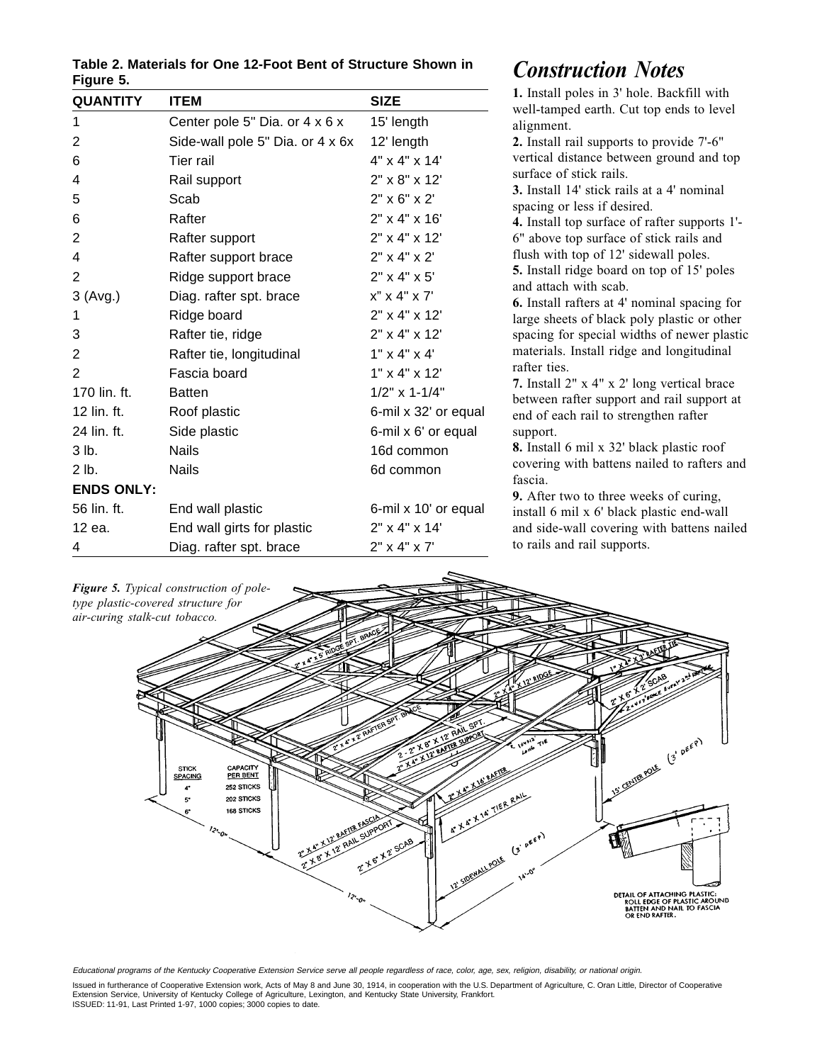**Table 2. Materials for One 12-Foot Bent of Structure Shown in Figure 5.**

| QUANTITY | ITEM | SIZE |
|---|---|---|
| 1 | Center pole 5" Dia. or 4 x 6 x | 15' length |
| 2 | Side-wall pole 5" Dia. or 4 x 6x | 12' length |
| 6 | Tier rail | 4" x 4" x 14' |
| 4 | Rail support | 2" x 8" x 12' |
| 5 | Scab | 2" x 6" x 2' |
| 6 | Rafter | 2" x 4" x 16' |
| 2 | Rafter support | 2" x 4" x 12' |
| 4 | Rafter support brace | 2" x 4" x 2' |
| 2 | Ridge support brace | 2" x 4" x 5' |
| 3 (Avg.) | Diag. rafter spt. brace | x" x 4" x 7' |
| 1 | Ridge board | 2" x 4" x 12' |
| 3 | Rafter tie, ridge | 2" x 4" x 12' |
| 2 | Rafter tie, longitudinal | 1" x 4" x 4' |
| 2 | Fascia board | 1" x 4" x 12' |
| 170 lin. ft. | Batten | 1/2" x 1-1/4" |
| 12 lin. ft. | Roof plastic | 6-mil x 32' or equal |
| 24 lin. ft. | Side plastic | 6-mil x 6' or equal |
| 3 lb. | Nails | 16d common |
| 2 lb. | Nails | 6d common |
| **ENDS ONLY:** | | |
| 56 lin. ft. | End wall plastic | 6-mil x 10' or equal |
| 12 ea. | End wall girts for plastic | 2" x 4" x 14' |
| 4 | Diag. rafter spt. brace | 2" x 4" x 7' |

## *Construction Notes*

**1.** Install poles in 3' hole. Backfill with well-tamped earth. Cut top ends to level alignment.

**2.** Install rail supports to provide 7'-6" vertical distance between ground and top surface of stick rails.

**3.** Install 14' stick rails at a 4' nominal spacing or less if desired.

**4.** Install top surface of rafter supports 1'-6" above top surface of stick rails and flush with top of 12' sidewall poles.

**5.** Install ridge board on top of 15' poles and attach with scab.

**6.** Install rafters at 4' nominal spacing for large sheets of black poly plastic or other spacing for special widths of newer plastic materials. Install ridge and longitudinal rafter ties.

**7.** Install 2" x 4" x 2' long vertical brace between rafter support and rail support at end of each rail to strengthen rafter support.

**8.** Install 6 mil x 32' black plastic roof covering with battens nailed to rafters and fascia.

**9.** After two to three weeks of curing, install 6 mil x 6' black plastic end-wall and side-wall covering with battens nailed to rails and rail supports.

*Figure 5. Typical construction of pole-type plastic-covered structure for air-curing stalk-cut tobacco.*

STICK SPACING / CAPACITY PER BENT
4" 252 STICKS
5" 202 STICKS
6" 168 STICKS

2" X 4" X 5' RIDGE SPT. BRACE
1" X 4" X 3' RAFTER TIE
2" X 4" X 12' RIDGE
2" X 6" X 2' SCAB
2" X 4" X 2' RAFTER SPT. BRACE
2 - 2" X 8" X 12' RAIL SPT.
2" X 4" X 12' RAFTER SUPPORT
2" X 4" X 16' RAFTER
4" X 4" X 14' TIER RAIL
15' CENTER POLE (3' DEEP)
2" X 4" X 12' RAFTER FASCIA
2" X 8" X 12' RAIL SUPPORT
2" X 6" X 2' SCAB
12' SIDEWALL POLE (3' DEEP)
12'-0"
12'-0"
14'-0"

DETAIL OF ATTACHING PLASTIC: ROLL EDGE OF PLASTIC AROUND BATTEN AND NAIL TO FASCIA OR END RAFTER.

*Educational programs of the Kentucky Cooperative Extension Service serve all people regardless of race, color, age, sex, religion, disability, or national origin.*

Issued in furtherance of Cooperative Extension work, Acts of May 8 and June 30, 1914, in cooperation with the U.S. Department of Agriculture, C. Oran Little, Director of Cooperative Extension Service, University of Kentucky College of Agriculture, Lexington, and Kentucky State University, Frankfort.
ISSUED: 11-91, Last Printed 1-97, 1000 copies; 3000 copies to date.